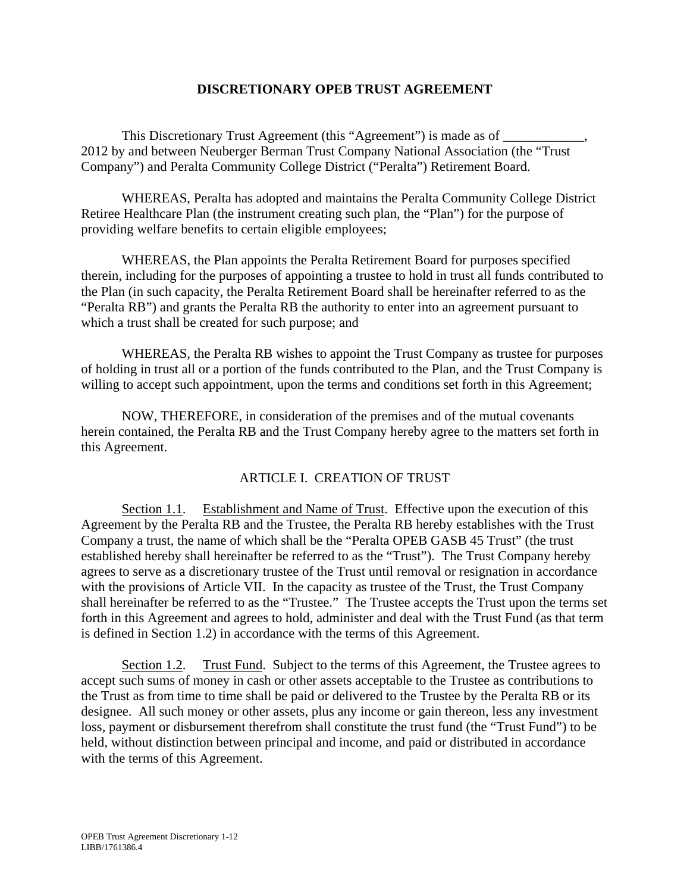# DISCRETIONARY OPEB TRUST AGREEMENT

This Discretionary Trust Agreement (this "Agreement") is made as of ____________, 2012 by and between Neuberger Berman Trust Company National Association (the "Trust Company") and Peralta Community College District ("Peralta") Retirement Board.

WHEREAS, Peralta has adopted and maintains the Peralta Community College District Retiree Healthcare Plan (the instrument creating such plan, the "Plan") for the purpose of providing welfare benefits to certain eligible employees;

WHEREAS, the Plan appoints the Peralta Retirement Board for purposes specified therein, including for the purposes of appointing a trustee to hold in trust all funds contributed to the Plan (in such capacity, the Peralta Retirement Board shall be hereinafter referred to as the "Peralta RB") and grants the Peralta RB the authority to enter into an agreement pursuant to which a trust shall be created for such purpose; and

WHEREAS, the Peralta RB wishes to appoint the Trust Company as trustee for purposes of holding in trust all or a portion of the funds contributed to the Plan, and the Trust Company is willing to accept such appointment, upon the terms and conditions set forth in this Agreement;

NOW, THEREFORE, in consideration of the premises and of the mutual covenants herein contained, the Peralta RB and the Trust Company hereby agree to the matters set forth in this Agreement.

## ARTICLE I. CREATION OF TRUST

Section 1.1. Establishment and Name of Trust. Effective upon the execution of this Agreement by the Peralta RB and the Trustee, the Peralta RB hereby establishes with the Trust Company a trust, the name of which shall be the "Peralta OPEB GASB 45 Trust" (the trust established hereby shall hereinafter be referred to as the "Trust"). The Trust Company hereby agrees to serve as a discretionary trustee of the Trust until removal or resignation in accordance with the provisions of Article VII. In the capacity as trustee of the Trust, the Trust Company shall hereinafter be referred to as the "Trustee." The Trustee accepts the Trust upon the terms set forth in this Agreement and agrees to hold, administer and deal with the Trust Fund (as that term is defined in Section 1.2) in accordance with the terms of this Agreement.

Section 1.2. Trust Fund. Subject to the terms of this Agreement, the Trustee agrees to accept such sums of money in cash or other assets acceptable to the Trustee as contributions to the Trust as from time to time shall be paid or delivered to the Trustee by the Peralta RB or its designee. All such money or other assets, plus any income or gain thereon, less any investment loss, payment or disbursement therefrom shall constitute the trust fund (the "Trust Fund") to be held, without distinction between principal and income, and paid or distributed in accordance with the terms of this Agreement.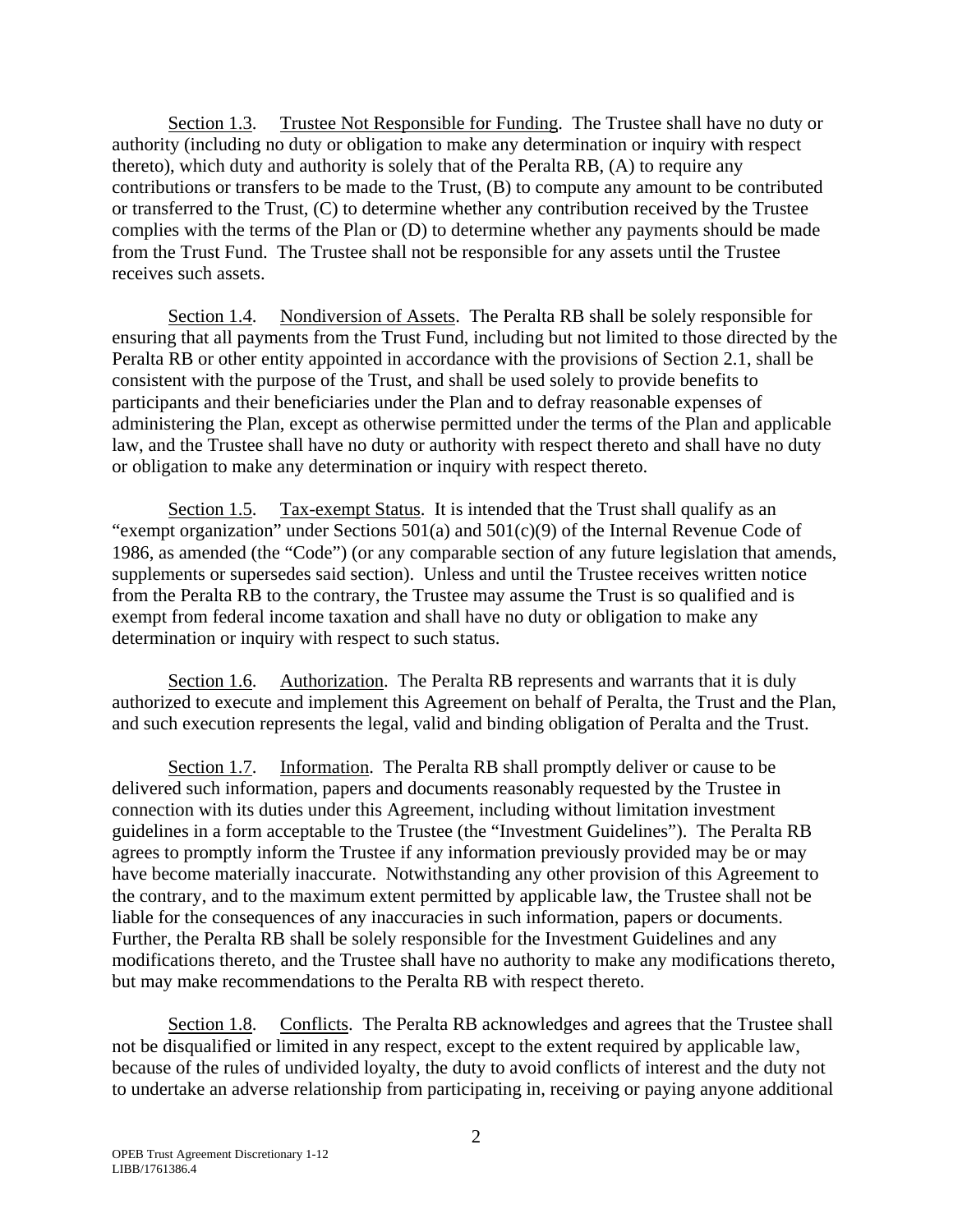Section 1.3. Trustee Not Responsible for Funding. The Trustee shall have no duty or authority (including no duty or obligation to make any determination or inquiry with respect thereto), which duty and authority is solely that of the Peralta RB, (A) to require any contributions or transfers to be made to the Trust, (B) to compute any amount to be contributed or transferred to the Trust, (C) to determine whether any contribution received by the Trustee complies with the terms of the Plan or (D) to determine whether any payments should be made from the Trust Fund. The Trustee shall not be responsible for any assets until the Trustee receives such assets.

Section 1.4. Nondiversion of Assets. The Peralta RB shall be solely responsible for ensuring that all payments from the Trust Fund, including but not limited to those directed by the Peralta RB or other entity appointed in accordance with the provisions of Section 2.1, shall be consistent with the purpose of the Trust, and shall be used solely to provide benefits to participants and their beneficiaries under the Plan and to defray reasonable expenses of administering the Plan, except as otherwise permitted under the terms of the Plan and applicable law, and the Trustee shall have no duty or authority with respect thereto and shall have no duty or obligation to make any determination or inquiry with respect thereto.

Section 1.5. Tax-exempt Status. It is intended that the Trust shall qualify as an "exempt organization" under Sections 501(a) and 501(c)(9) of the Internal Revenue Code of 1986, as amended (the "Code") (or any comparable section of any future legislation that amends, supplements or supersedes said section). Unless and until the Trustee receives written notice from the Peralta RB to the contrary, the Trustee may assume the Trust is so qualified and is exempt from federal income taxation and shall have no duty or obligation to make any determination or inquiry with respect to such status.

Section 1.6. Authorization. The Peralta RB represents and warrants that it is duly authorized to execute and implement this Agreement on behalf of Peralta, the Trust and the Plan, and such execution represents the legal, valid and binding obligation of Peralta and the Trust.

Section 1.7. Information. The Peralta RB shall promptly deliver or cause to be delivered such information, papers and documents reasonably requested by the Trustee in connection with its duties under this Agreement, including without limitation investment guidelines in a form acceptable to the Trustee (the "Investment Guidelines"). The Peralta RB agrees to promptly inform the Trustee if any information previously provided may be or may have become materially inaccurate. Notwithstanding any other provision of this Agreement to the contrary, and to the maximum extent permitted by applicable law, the Trustee shall not be liable for the consequences of any inaccuracies in such information, papers or documents. Further, the Peralta RB shall be solely responsible for the Investment Guidelines and any modifications thereto, and the Trustee shall have no authority to make any modifications thereto, but may make recommendations to the Peralta RB with respect thereto.

Section 1.8. Conflicts. The Peralta RB acknowledges and agrees that the Trustee shall not be disqualified or limited in any respect, except to the extent required by applicable law, because of the rules of undivided loyalty, the duty to avoid conflicts of interest and the duty not to undertake an adverse relationship from participating in, receiving or paying anyone additional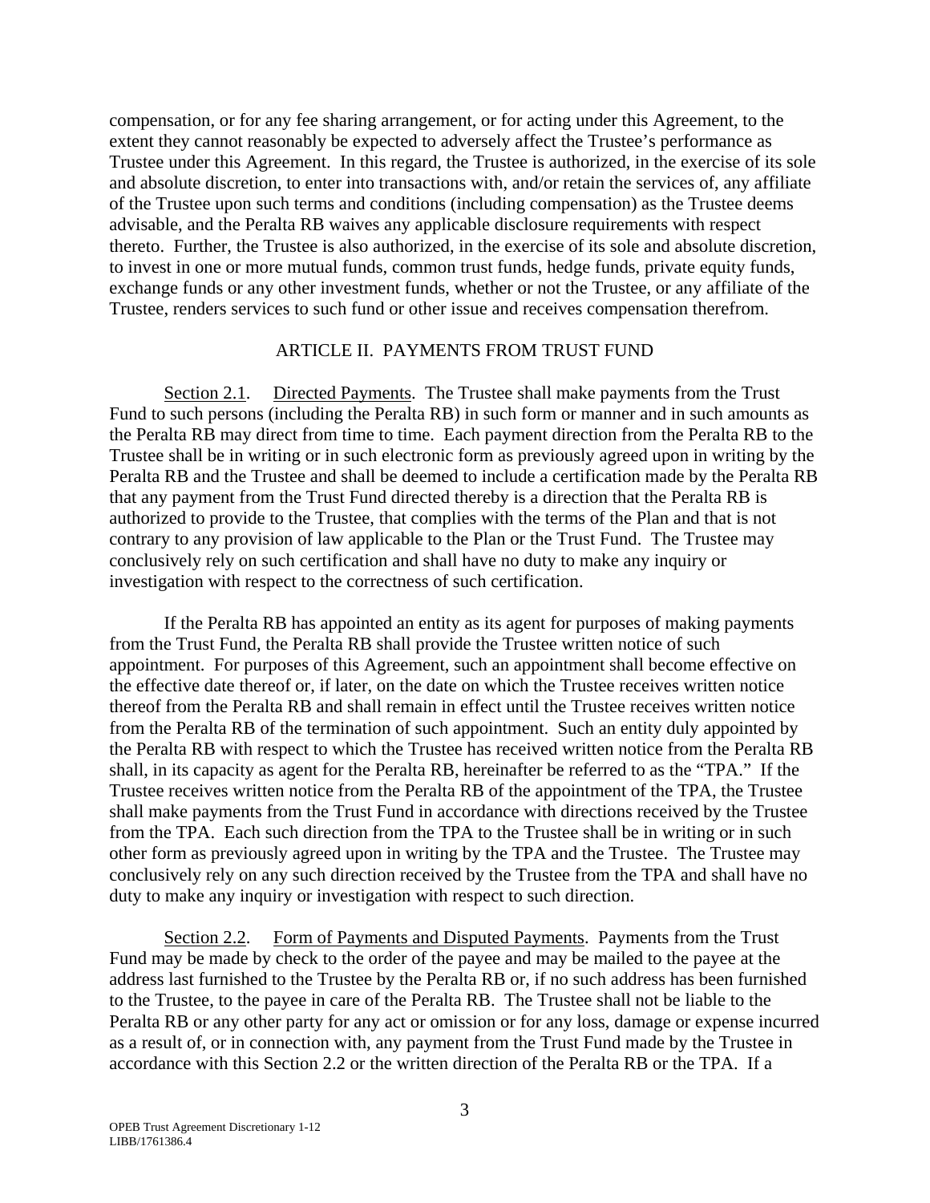compensation, or for any fee sharing arrangement, or for acting under this Agreement, to the extent they cannot reasonably be expected to adversely affect the Trustee's performance as Trustee under this Agreement. In this regard, the Trustee is authorized, in the exercise of its sole and absolute discretion, to enter into transactions with, and/or retain the services of, any affiliate of the Trustee upon such terms and conditions (including compensation) as the Trustee deems advisable, and the Peralta RB waives any applicable disclosure requirements with respect thereto. Further, the Trustee is also authorized, in the exercise of its sole and absolute discretion, to invest in one or more mutual funds, common trust funds, hedge funds, private equity funds, exchange funds or any other investment funds, whether or not the Trustee, or any affiliate of the Trustee, renders services to such fund or other issue and receives compensation therefrom.

## ARTICLE II. PAYMENTS FROM TRUST FUND

Section 2.1. Directed Payments. The Trustee shall make payments from the Trust Fund to such persons (including the Peralta RB) in such form or manner and in such amounts as the Peralta RB may direct from time to time. Each payment direction from the Peralta RB to the Trustee shall be in writing or in such electronic form as previously agreed upon in writing by the Peralta RB and the Trustee and shall be deemed to include a certification made by the Peralta RB that any payment from the Trust Fund directed thereby is a direction that the Peralta RB is authorized to provide to the Trustee, that complies with the terms of the Plan and that is not contrary to any provision of law applicable to the Plan or the Trust Fund. The Trustee may conclusively rely on such certification and shall have no duty to make any inquiry or investigation with respect to the correctness of such certification.

If the Peralta RB has appointed an entity as its agent for purposes of making payments from the Trust Fund, the Peralta RB shall provide the Trustee written notice of such appointment. For purposes of this Agreement, such an appointment shall become effective on the effective date thereof or, if later, on the date on which the Trustee receives written notice thereof from the Peralta RB and shall remain in effect until the Trustee receives written notice from the Peralta RB of the termination of such appointment. Such an entity duly appointed by the Peralta RB with respect to which the Trustee has received written notice from the Peralta RB shall, in its capacity as agent for the Peralta RB, hereinafter be referred to as the "TPA." If the Trustee receives written notice from the Peralta RB of the appointment of the TPA, the Trustee shall make payments from the Trust Fund in accordance with directions received by the Trustee from the TPA. Each such direction from the TPA to the Trustee shall be in writing or in such other form as previously agreed upon in writing by the TPA and the Trustee. The Trustee may conclusively rely on any such direction received by the Trustee from the TPA and shall have no duty to make any inquiry or investigation with respect to such direction.

Section 2.2. Form of Payments and Disputed Payments. Payments from the Trust Fund may be made by check to the order of the payee and may be mailed to the payee at the address last furnished to the Trustee by the Peralta RB or, if no such address has been furnished to the Trustee, to the payee in care of the Peralta RB. The Trustee shall not be liable to the Peralta RB or any other party for any act or omission or for any loss, damage or expense incurred as a result of, or in connection with, any payment from the Trust Fund made by the Trustee in accordance with this Section 2.2 or the written direction of the Peralta RB or the TPA. If a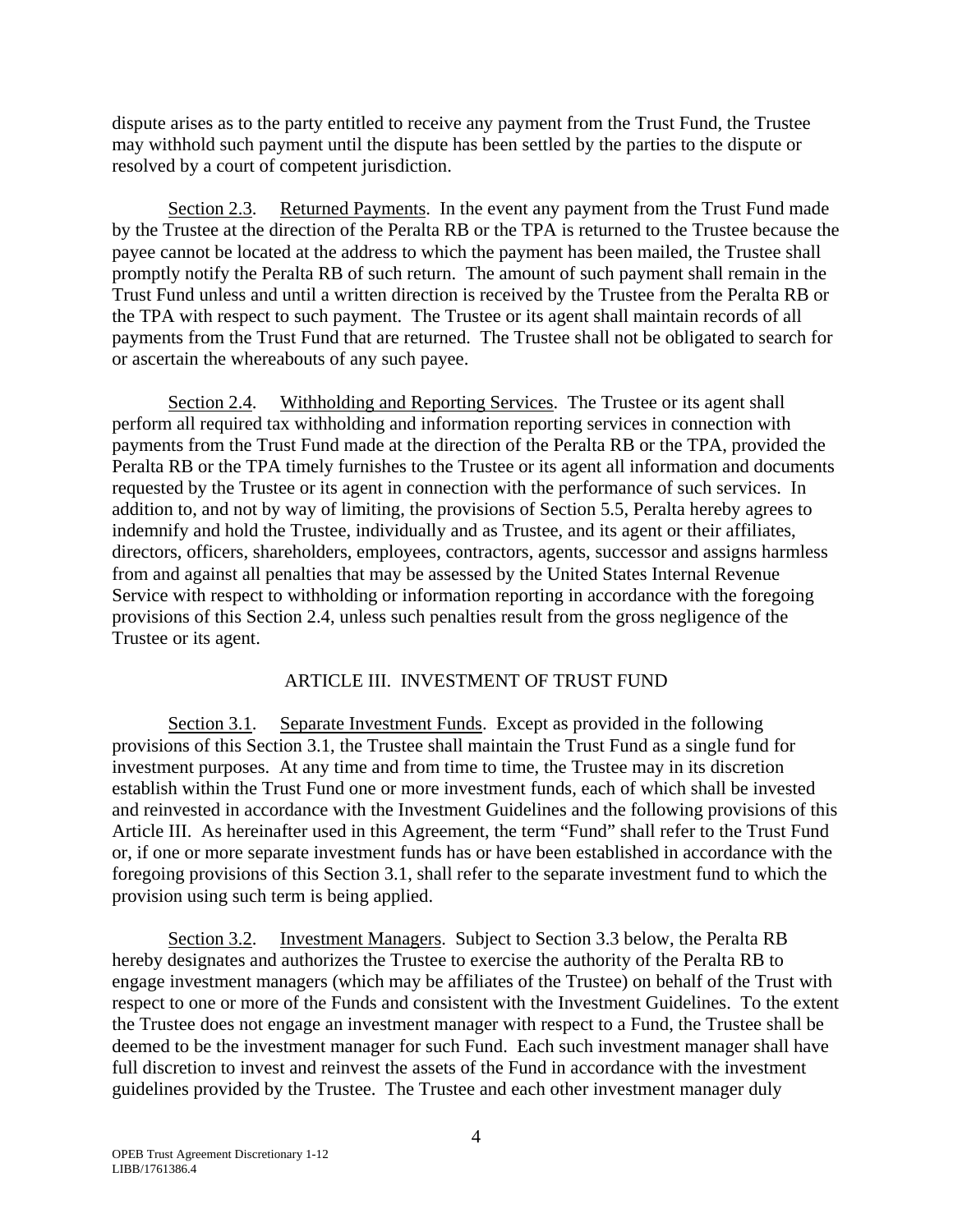dispute arises as to the party entitled to receive any payment from the Trust Fund, the Trustee may withhold such payment until the dispute has been settled by the parties to the dispute or resolved by a court of competent jurisdiction.

Section 2.3. Returned Payments. In the event any payment from the Trust Fund made by the Trustee at the direction of the Peralta RB or the TPA is returned to the Trustee because the payee cannot be located at the address to which the payment has been mailed, the Trustee shall promptly notify the Peralta RB of such return. The amount of such payment shall remain in the Trust Fund unless and until a written direction is received by the Trustee from the Peralta RB or the TPA with respect to such payment. The Trustee or its agent shall maintain records of all payments from the Trust Fund that are returned. The Trustee shall not be obligated to search for or ascertain the whereabouts of any such payee.

Section 2.4. Withholding and Reporting Services. The Trustee or its agent shall perform all required tax withholding and information reporting services in connection with payments from the Trust Fund made at the direction of the Peralta RB or the TPA, provided the Peralta RB or the TPA timely furnishes to the Trustee or its agent all information and documents requested by the Trustee or its agent in connection with the performance of such services. In addition to, and not by way of limiting, the provisions of Section 5.5, Peralta hereby agrees to indemnify and hold the Trustee, individually and as Trustee, and its agent or their affiliates, directors, officers, shareholders, employees, contractors, agents, successor and assigns harmless from and against all penalties that may be assessed by the United States Internal Revenue Service with respect to withholding or information reporting in accordance with the foregoing provisions of this Section 2.4, unless such penalties result from the gross negligence of the Trustee or its agent.

## ARTICLE III. INVESTMENT OF TRUST FUND

Section 3.1. Separate Investment Funds. Except as provided in the following provisions of this Section 3.1, the Trustee shall maintain the Trust Fund as a single fund for investment purposes. At any time and from time to time, the Trustee may in its discretion establish within the Trust Fund one or more investment funds, each of which shall be invested and reinvested in accordance with the Investment Guidelines and the following provisions of this Article III. As hereinafter used in this Agreement, the term "Fund" shall refer to the Trust Fund or, if one or more separate investment funds has or have been established in accordance with the foregoing provisions of this Section 3.1, shall refer to the separate investment fund to which the provision using such term is being applied.

Section 3.2. Investment Managers. Subject to Section 3.3 below, the Peralta RB hereby designates and authorizes the Trustee to exercise the authority of the Peralta RB to engage investment managers (which may be affiliates of the Trustee) on behalf of the Trust with respect to one or more of the Funds and consistent with the Investment Guidelines. To the extent the Trustee does not engage an investment manager with respect to a Fund, the Trustee shall be deemed to be the investment manager for such Fund. Each such investment manager shall have full discretion to invest and reinvest the assets of the Fund in accordance with the investment guidelines provided by the Trustee. The Trustee and each other investment manager duly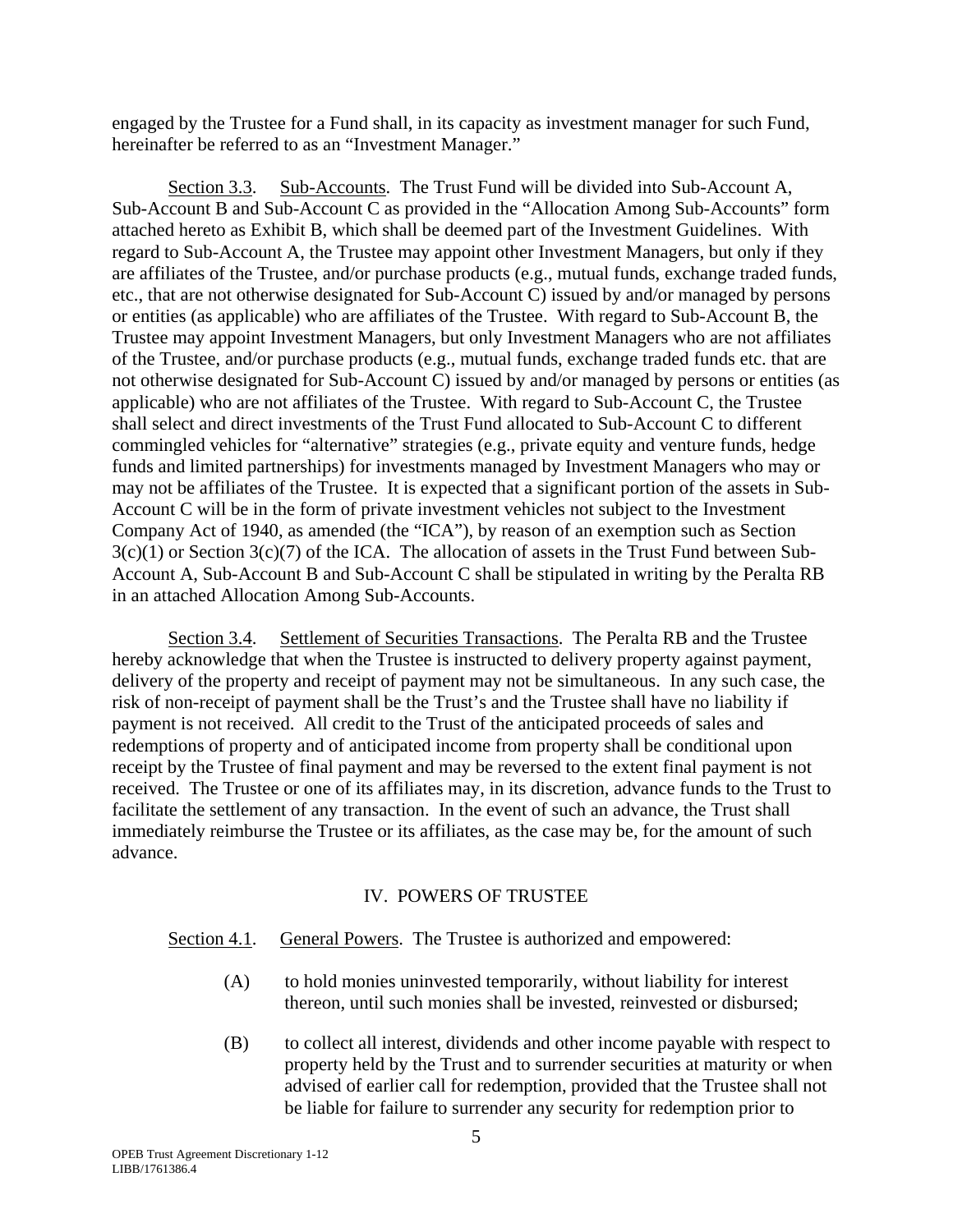engaged by the Trustee for a Fund shall, in its capacity as investment manager for such Fund, hereinafter be referred to as an "Investment Manager."

Section 3.3. Sub-Accounts. The Trust Fund will be divided into Sub-Account A, Sub-Account B and Sub-Account C as provided in the "Allocation Among Sub-Accounts" form attached hereto as Exhibit B, which shall be deemed part of the Investment Guidelines. With regard to Sub-Account A, the Trustee may appoint other Investment Managers, but only if they are affiliates of the Trustee, and/or purchase products (e.g., mutual funds, exchange traded funds, etc., that are not otherwise designated for Sub-Account C) issued by and/or managed by persons or entities (as applicable) who are affiliates of the Trustee. With regard to Sub-Account B, the Trustee may appoint Investment Managers, but only Investment Managers who are not affiliates of the Trustee, and/or purchase products (e.g., mutual funds, exchange traded funds etc. that are not otherwise designated for Sub-Account C) issued by and/or managed by persons or entities (as applicable) who are not affiliates of the Trustee. With regard to Sub-Account C, the Trustee shall select and direct investments of the Trust Fund allocated to Sub-Account C to different commingled vehicles for "alternative" strategies (e.g., private equity and venture funds, hedge funds and limited partnerships) for investments managed by Investment Managers who may or may not be affiliates of the Trustee. It is expected that a significant portion of the assets in Sub-Account C will be in the form of private investment vehicles not subject to the Investment Company Act of 1940, as amended (the "ICA"), by reason of an exemption such as Section 3(c)(1) or Section 3(c)(7) of the ICA. The allocation of assets in the Trust Fund between Sub-Account A, Sub-Account B and Sub-Account C shall be stipulated in writing by the Peralta RB in an attached Allocation Among Sub-Accounts.

Section 3.4. Settlement of Securities Transactions. The Peralta RB and the Trustee hereby acknowledge that when the Trustee is instructed to delivery property against payment, delivery of the property and receipt of payment may not be simultaneous. In any such case, the risk of non-receipt of payment shall be the Trust's and the Trustee shall have no liability if payment is not received. All credit to the Trust of the anticipated proceeds of sales and redemptions of property and of anticipated income from property shall be conditional upon receipt by the Trustee of final payment and may be reversed to the extent final payment is not received. The Trustee or one of its affiliates may, in its discretion, advance funds to the Trust to facilitate the settlement of any transaction. In the event of such an advance, the Trust shall immediately reimburse the Trustee or its affiliates, as the case may be, for the amount of such advance.

## IV. POWERS OF TRUSTEE

Section 4.1. General Powers. The Trustee is authorized and empowered:

(A) to hold monies uninvested temporarily, without liability for interest thereon, until such monies shall be invested, reinvested or disbursed;

(B) to collect all interest, dividends and other income payable with respect to property held by the Trust and to surrender securities at maturity or when advised of earlier call for redemption, provided that the Trustee shall not be liable for failure to surrender any security for redemption prior to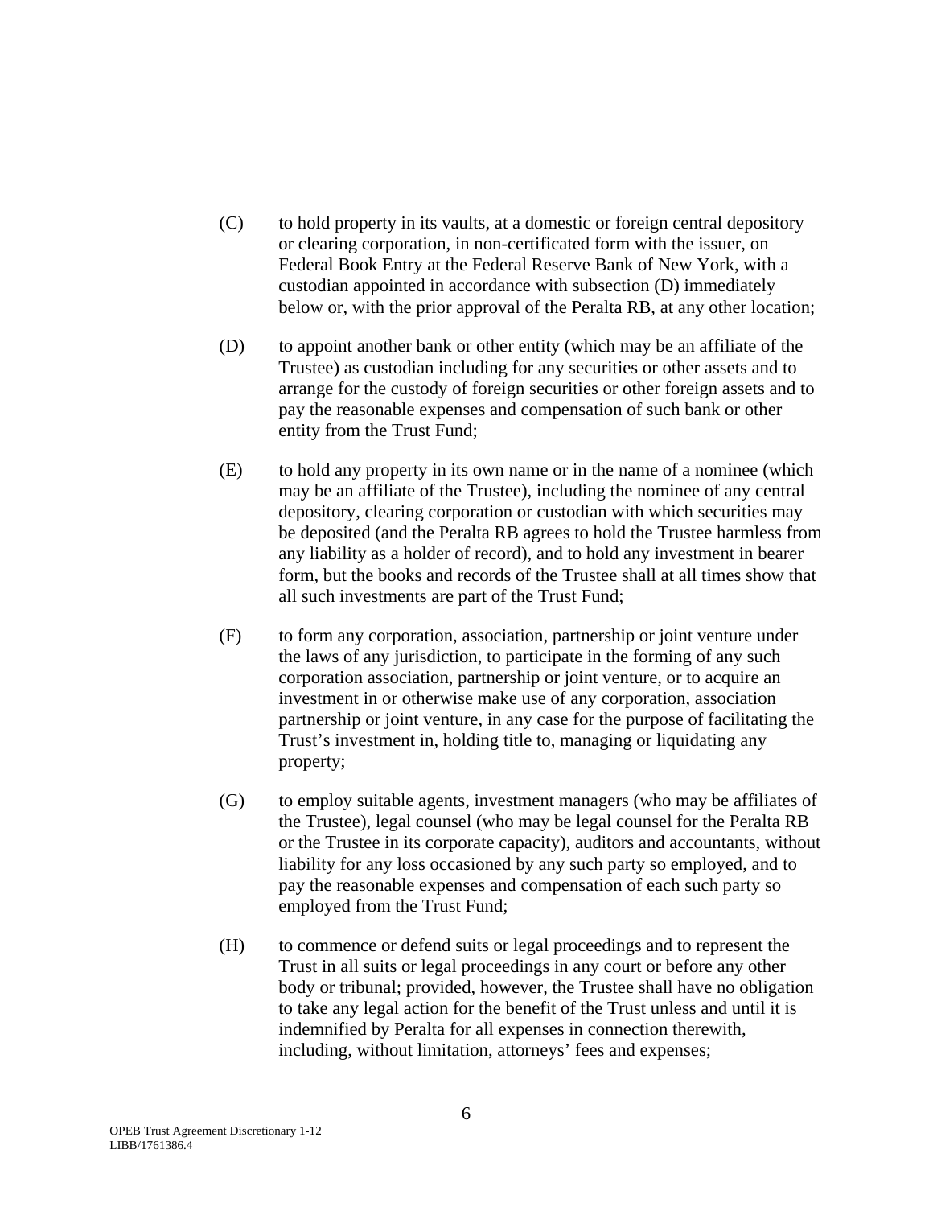(C) to hold property in its vaults, at a domestic or foreign central depository or clearing corporation, in non-certificated form with the issuer, on Federal Book Entry at the Federal Reserve Bank of New York, with a custodian appointed in accordance with subsection (D) immediately below or, with the prior approval of the Peralta RB, at any other location;

(D) to appoint another bank or other entity (which may be an affiliate of the Trustee) as custodian including for any securities or other assets and to arrange for the custody of foreign securities or other foreign assets and to pay the reasonable expenses and compensation of such bank or other entity from the Trust Fund;

(E) to hold any property in its own name or in the name of a nominee (which may be an affiliate of the Trustee), including the nominee of any central depository, clearing corporation or custodian with which securities may be deposited (and the Peralta RB agrees to hold the Trustee harmless from any liability as a holder of record), and to hold any investment in bearer form, but the books and records of the Trustee shall at all times show that all such investments are part of the Trust Fund;

(F) to form any corporation, association, partnership or joint venture under the laws of any jurisdiction, to participate in the forming of any such corporation association, partnership or joint venture, or to acquire an investment in or otherwise make use of any corporation, association partnership or joint venture, in any case for the purpose of facilitating the Trust's investment in, holding title to, managing or liquidating any property;

(G) to employ suitable agents, investment managers (who may be affiliates of the Trustee), legal counsel (who may be legal counsel for the Peralta RB or the Trustee in its corporate capacity), auditors and accountants, without liability for any loss occasioned by any such party so employed, and to pay the reasonable expenses and compensation of each such party so employed from the Trust Fund;

(H) to commence or defend suits or legal proceedings and to represent the Trust in all suits or legal proceedings in any court or before any other body or tribunal; provided, however, the Trustee shall have no obligation to take any legal action for the benefit of the Trust unless and until it is indemnified by Peralta for all expenses in connection therewith, including, without limitation, attorneys' fees and expenses;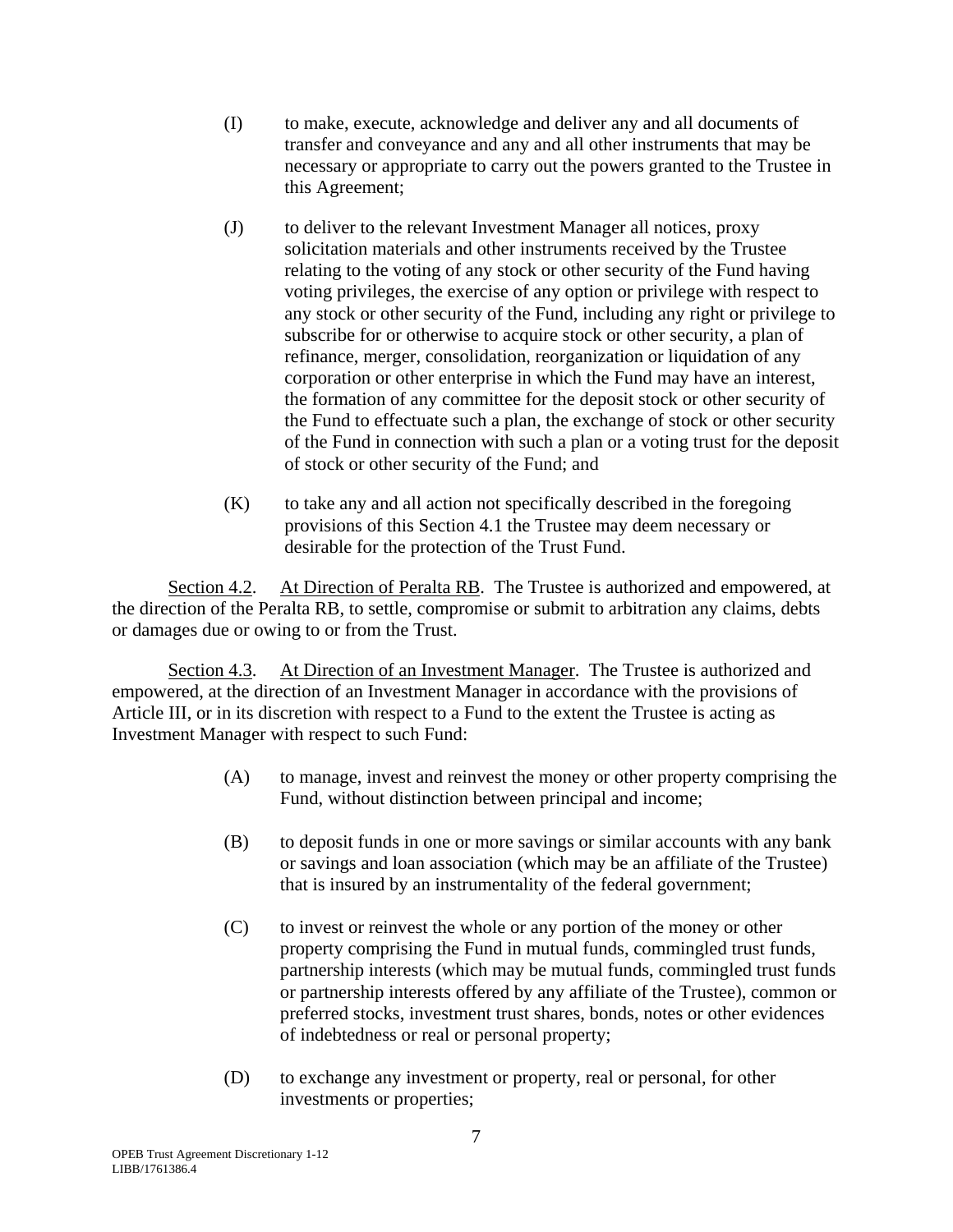(I) to make, execute, acknowledge and deliver any and all documents of transfer and conveyance and any and all other instruments that may be necessary or appropriate to carry out the powers granted to the Trustee in this Agreement;

(J) to deliver to the relevant Investment Manager all notices, proxy solicitation materials and other instruments received by the Trustee relating to the voting of any stock or other security of the Fund having voting privileges, the exercise of any option or privilege with respect to any stock or other security of the Fund, including any right or privilege to subscribe for or otherwise to acquire stock or other security, a plan of refinance, merger, consolidation, reorganization or liquidation of any corporation or other enterprise in which the Fund may have an interest, the formation of any committee for the deposit stock or other security of the Fund to effectuate such a plan, the exchange of stock or other security of the Fund in connection with such a plan or a voting trust for the deposit of stock or other security of the Fund; and

(K) to take any and all action not specifically described in the foregoing provisions of this Section 4.1 the Trustee may deem necessary or desirable for the protection of the Trust Fund.

Section 4.2. At Direction of Peralta RB. The Trustee is authorized and empowered, at the direction of the Peralta RB, to settle, compromise or submit to arbitration any claims, debts or damages due or owing to or from the Trust.

Section 4.3. At Direction of an Investment Manager. The Trustee is authorized and empowered, at the direction of an Investment Manager in accordance with the provisions of Article III, or in its discretion with respect to a Fund to the extent the Trustee is acting as Investment Manager with respect to such Fund:

(A) to manage, invest and reinvest the money or other property comprising the Fund, without distinction between principal and income;

(B) to deposit funds in one or more savings or similar accounts with any bank or savings and loan association (which may be an affiliate of the Trustee) that is insured by an instrumentality of the federal government;

(C) to invest or reinvest the whole or any portion of the money or other property comprising the Fund in mutual funds, commingled trust funds, partnership interests (which may be mutual funds, commingled trust funds or partnership interests offered by any affiliate of the Trustee), common or preferred stocks, investment trust shares, bonds, notes or other evidences of indebtedness or real or personal property;

(D) to exchange any investment or property, real or personal, for other investments or properties;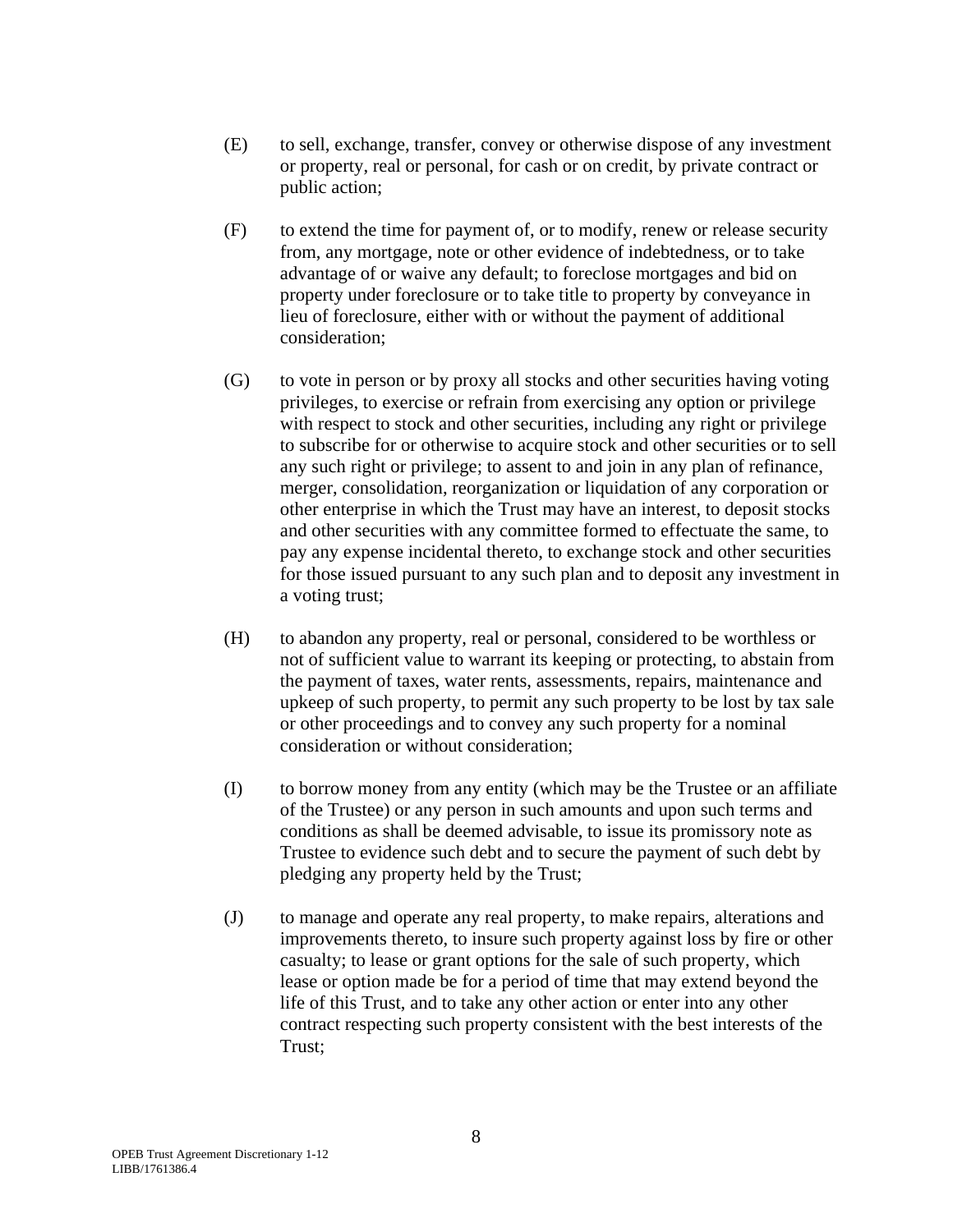(E) to sell, exchange, transfer, convey or otherwise dispose of any investment or property, real or personal, for cash or on credit, by private contract or public action;

(F) to extend the time for payment of, or to modify, renew or release security from, any mortgage, note or other evidence of indebtedness, or to take advantage of or waive any default; to foreclose mortgages and bid on property under foreclosure or to take title to property by conveyance in lieu of foreclosure, either with or without the payment of additional consideration;

(G) to vote in person or by proxy all stocks and other securities having voting privileges, to exercise or refrain from exercising any option or privilege with respect to stock and other securities, including any right or privilege to subscribe for or otherwise to acquire stock and other securities or to sell any such right or privilege; to assent to and join in any plan of refinance, merger, consolidation, reorganization or liquidation of any corporation or other enterprise in which the Trust may have an interest, to deposit stocks and other securities with any committee formed to effectuate the same, to pay any expense incidental thereto, to exchange stock and other securities for those issued pursuant to any such plan and to deposit any investment in a voting trust;

(H) to abandon any property, real or personal, considered to be worthless or not of sufficient value to warrant its keeping or protecting, to abstain from the payment of taxes, water rents, assessments, repairs, maintenance and upkeep of such property, to permit any such property to be lost by tax sale or other proceedings and to convey any such property for a nominal consideration or without consideration;

(I) to borrow money from any entity (which may be the Trustee or an affiliate of the Trustee) or any person in such amounts and upon such terms and conditions as shall be deemed advisable, to issue its promissory note as Trustee to evidence such debt and to secure the payment of such debt by pledging any property held by the Trust;

(J) to manage and operate any real property, to make repairs, alterations and improvements thereto, to insure such property against loss by fire or other casualty; to lease or grant options for the sale of such property, which lease or option made be for a period of time that may extend beyond the life of this Trust, and to take any other action or enter into any other contract respecting such property consistent with the best interests of the Trust;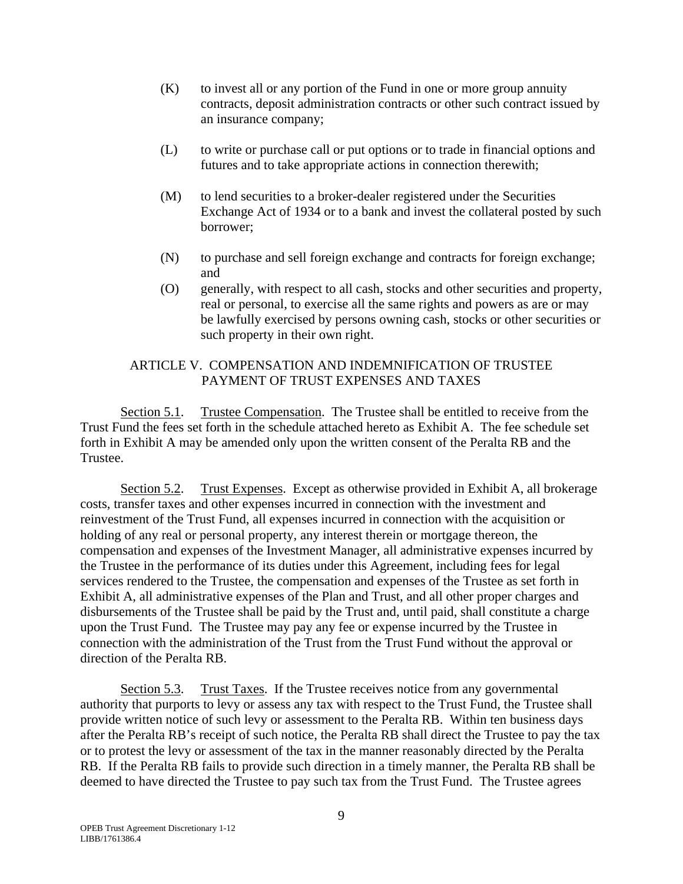(K) to invest all or any portion of the Fund in one or more group annuity contracts, deposit administration contracts or other such contract issued by an insurance company;

(L) to write or purchase call or put options or to trade in financial options and futures and to take appropriate actions in connection therewith;

(M) to lend securities to a broker-dealer registered under the Securities Exchange Act of 1934 or to a bank and invest the collateral posted by such borrower;

(N) to purchase and sell foreign exchange and contracts for foreign exchange; and

(O) generally, with respect to all cash, stocks and other securities and property, real or personal, to exercise all the same rights and powers as are or may be lawfully exercised by persons owning cash, stocks or other securities or such property in their own right.

## ARTICLE V. COMPENSATION AND INDEMNIFICATION OF TRUSTEE PAYMENT OF TRUST EXPENSES AND TAXES

Section 5.1. Trustee Compensation. The Trustee shall be entitled to receive from the Trust Fund the fees set forth in the schedule attached hereto as Exhibit A. The fee schedule set forth in Exhibit A may be amended only upon the written consent of the Peralta RB and the Trustee.

Section 5.2. Trust Expenses. Except as otherwise provided in Exhibit A, all brokerage costs, transfer taxes and other expenses incurred in connection with the investment and reinvestment of the Trust Fund, all expenses incurred in connection with the acquisition or holding of any real or personal property, any interest therein or mortgage thereon, the compensation and expenses of the Investment Manager, all administrative expenses incurred by the Trustee in the performance of its duties under this Agreement, including fees for legal services rendered to the Trustee, the compensation and expenses of the Trustee as set forth in Exhibit A, all administrative expenses of the Plan and Trust, and all other proper charges and disbursements of the Trustee shall be paid by the Trust and, until paid, shall constitute a charge upon the Trust Fund. The Trustee may pay any fee or expense incurred by the Trustee in connection with the administration of the Trust from the Trust Fund without the approval or direction of the Peralta RB.

Section 5.3. Trust Taxes. If the Trustee receives notice from any governmental authority that purports to levy or assess any tax with respect to the Trust Fund, the Trustee shall provide written notice of such levy or assessment to the Peralta RB. Within ten business days after the Peralta RB's receipt of such notice, the Peralta RB shall direct the Trustee to pay the tax or to protest the levy or assessment of the tax in the manner reasonably directed by the Peralta RB. If the Peralta RB fails to provide such direction in a timely manner, the Peralta RB shall be deemed to have directed the Trustee to pay such tax from the Trust Fund. The Trustee agrees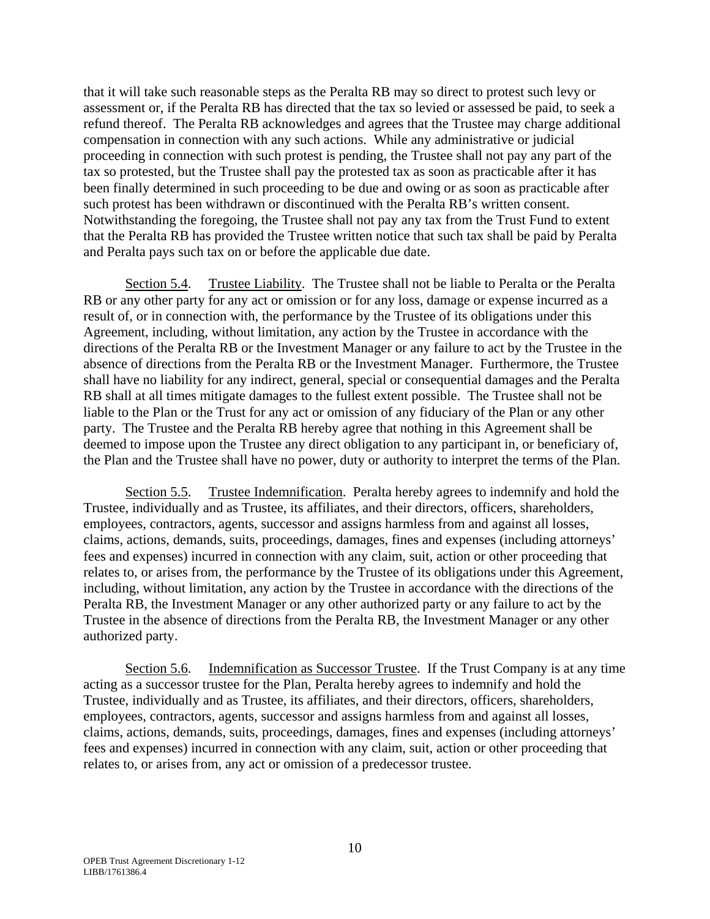that it will take such reasonable steps as the Peralta RB may so direct to protest such levy or assessment or, if the Peralta RB has directed that the tax so levied or assessed be paid, to seek a refund thereof. The Peralta RB acknowledges and agrees that the Trustee may charge additional compensation in connection with any such actions. While any administrative or judicial proceeding in connection with such protest is pending, the Trustee shall not pay any part of the tax so protested, but the Trustee shall pay the protested tax as soon as practicable after it has been finally determined in such proceeding to be due and owing or as soon as practicable after such protest has been withdrawn or discontinued with the Peralta RB's written consent. Notwithstanding the foregoing, the Trustee shall not pay any tax from the Trust Fund to extent that the Peralta RB has provided the Trustee written notice that such tax shall be paid by Peralta and Peralta pays such tax on or before the applicable due date.

Section 5.4. Trustee Liability. The Trustee shall not be liable to Peralta or the Peralta RB or any other party for any act or omission or for any loss, damage or expense incurred as a result of, or in connection with, the performance by the Trustee of its obligations under this Agreement, including, without limitation, any action by the Trustee in accordance with the directions of the Peralta RB or the Investment Manager or any failure to act by the Trustee in the absence of directions from the Peralta RB or the Investment Manager. Furthermore, the Trustee shall have no liability for any indirect, general, special or consequential damages and the Peralta RB shall at all times mitigate damages to the fullest extent possible. The Trustee shall not be liable to the Plan or the Trust for any act or omission of any fiduciary of the Plan or any other party. The Trustee and the Peralta RB hereby agree that nothing in this Agreement shall be deemed to impose upon the Trustee any direct obligation to any participant in, or beneficiary of, the Plan and the Trustee shall have no power, duty or authority to interpret the terms of the Plan.

Section 5.5. Trustee Indemnification. Peralta hereby agrees to indemnify and hold the Trustee, individually and as Trustee, its affiliates, and their directors, officers, shareholders, employees, contractors, agents, successor and assigns harmless from and against all losses, claims, actions, demands, suits, proceedings, damages, fines and expenses (including attorneys' fees and expenses) incurred in connection with any claim, suit, action or other proceeding that relates to, or arises from, the performance by the Trustee of its obligations under this Agreement, including, without limitation, any action by the Trustee in accordance with the directions of the Peralta RB, the Investment Manager or any other authorized party or any failure to act by the Trustee in the absence of directions from the Peralta RB, the Investment Manager or any other authorized party.

Section 5.6. Indemnification as Successor Trustee. If the Trust Company is at any time acting as a successor trustee for the Plan, Peralta hereby agrees to indemnify and hold the Trustee, individually and as Trustee, its affiliates, and their directors, officers, shareholders, employees, contractors, agents, successor and assigns harmless from and against all losses, claims, actions, demands, suits, proceedings, damages, fines and expenses (including attorneys' fees and expenses) incurred in connection with any claim, suit, action or other proceeding that relates to, or arises from, any act or omission of a predecessor trustee.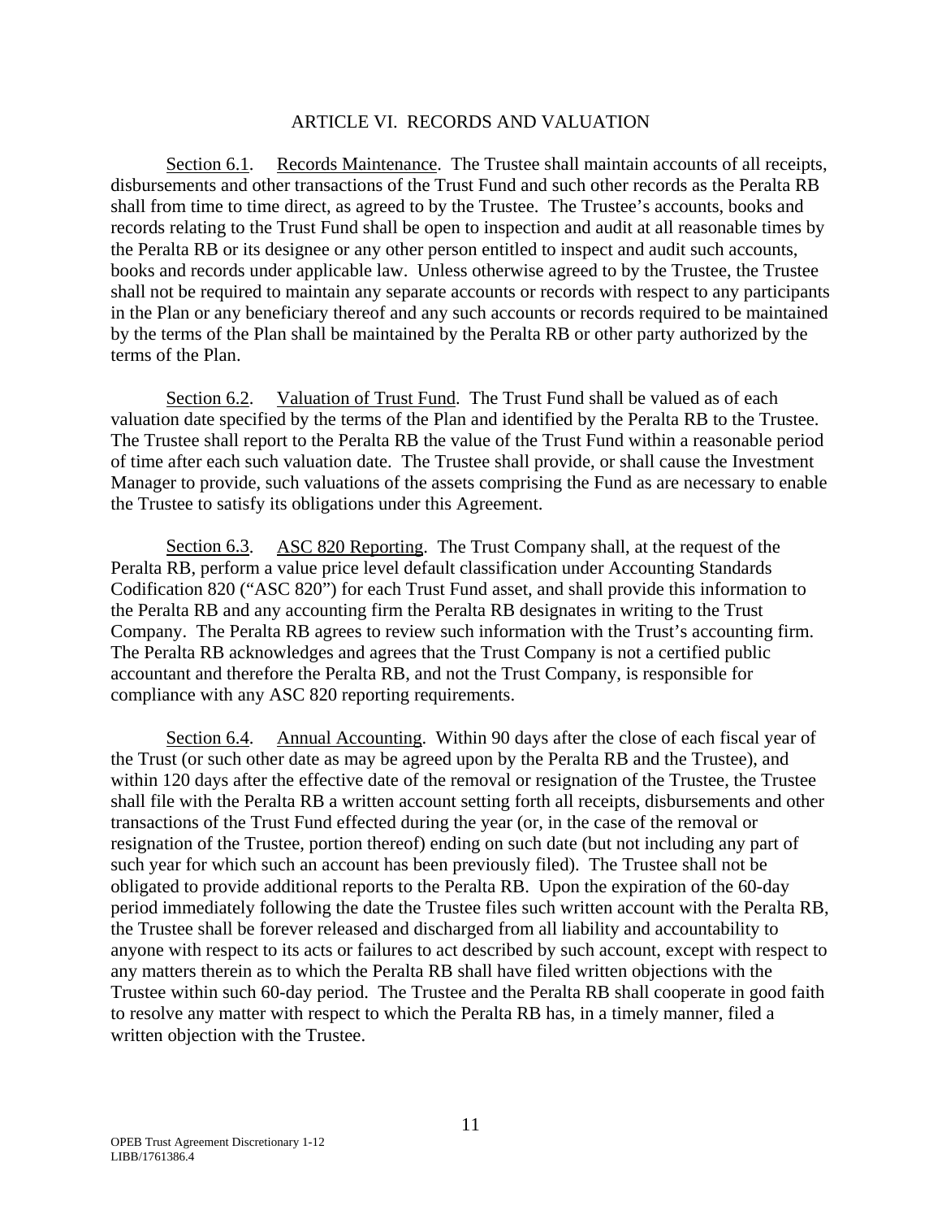## ARTICLE VI. RECORDS AND VALUATION

Section 6.1. Records Maintenance. The Trustee shall maintain accounts of all receipts, disbursements and other transactions of the Trust Fund and such other records as the Peralta RB shall from time to time direct, as agreed to by the Trustee. The Trustee's accounts, books and records relating to the Trust Fund shall be open to inspection and audit at all reasonable times by the Peralta RB or its designee or any other person entitled to inspect and audit such accounts, books and records under applicable law. Unless otherwise agreed to by the Trustee, the Trustee shall not be required to maintain any separate accounts or records with respect to any participants in the Plan or any beneficiary thereof and any such accounts or records required to be maintained by the terms of the Plan shall be maintained by the Peralta RB or other party authorized by the terms of the Plan.

Section 6.2. Valuation of Trust Fund. The Trust Fund shall be valued as of each valuation date specified by the terms of the Plan and identified by the Peralta RB to the Trustee. The Trustee shall report to the Peralta RB the value of the Trust Fund within a reasonable period of time after each such valuation date. The Trustee shall provide, or shall cause the Investment Manager to provide, such valuations of the assets comprising the Fund as are necessary to enable the Trustee to satisfy its obligations under this Agreement.

Section 6.3. ASC 820 Reporting. The Trust Company shall, at the request of the Peralta RB, perform a value price level default classification under Accounting Standards Codification 820 ("ASC 820") for each Trust Fund asset, and shall provide this information to the Peralta RB and any accounting firm the Peralta RB designates in writing to the Trust Company. The Peralta RB agrees to review such information with the Trust's accounting firm. The Peralta RB acknowledges and agrees that the Trust Company is not a certified public accountant and therefore the Peralta RB, and not the Trust Company, is responsible for compliance with any ASC 820 reporting requirements.

Section 6.4. Annual Accounting. Within 90 days after the close of each fiscal year of the Trust (or such other date as may be agreed upon by the Peralta RB and the Trustee), and within 120 days after the effective date of the removal or resignation of the Trustee, the Trustee shall file with the Peralta RB a written account setting forth all receipts, disbursements and other transactions of the Trust Fund effected during the year (or, in the case of the removal or resignation of the Trustee, portion thereof) ending on such date (but not including any part of such year for which such an account has been previously filed). The Trustee shall not be obligated to provide additional reports to the Peralta RB. Upon the expiration of the 60-day period immediately following the date the Trustee files such written account with the Peralta RB, the Trustee shall be forever released and discharged from all liability and accountability to anyone with respect to its acts or failures to act described by such account, except with respect to any matters therein as to which the Peralta RB shall have filed written objections with the Trustee within such 60-day period. The Trustee and the Peralta RB shall cooperate in good faith to resolve any matter with respect to which the Peralta RB has, in a timely manner, filed a written objection with the Trustee.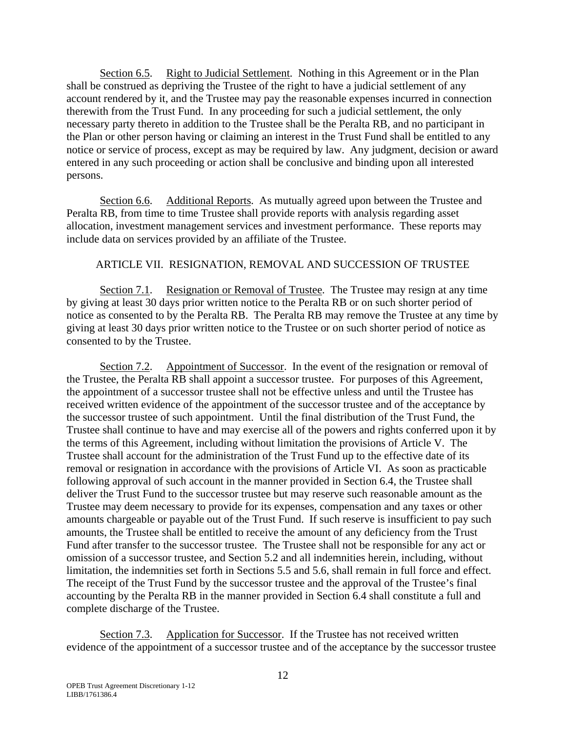Section 6.5. Right to Judicial Settlement. Nothing in this Agreement or in the Plan shall be construed as depriving the Trustee of the right to have a judicial settlement of any account rendered by it, and the Trustee may pay the reasonable expenses incurred in connection therewith from the Trust Fund. In any proceeding for such a judicial settlement, the only necessary party thereto in addition to the Trustee shall be the Peralta RB, and no participant in the Plan or other person having or claiming an interest in the Trust Fund shall be entitled to any notice or service of process, except as may be required by law. Any judgment, decision or award entered in any such proceeding or action shall be conclusive and binding upon all interested persons.

Section 6.6. Additional Reports. As mutually agreed upon between the Trustee and Peralta RB, from time to time Trustee shall provide reports with analysis regarding asset allocation, investment management services and investment performance. These reports may include data on services provided by an affiliate of the Trustee.

## ARTICLE VII. RESIGNATION, REMOVAL AND SUCCESSION OF TRUSTEE

Section 7.1. Resignation or Removal of Trustee. The Trustee may resign at any time by giving at least 30 days prior written notice to the Peralta RB or on such shorter period of notice as consented to by the Peralta RB. The Peralta RB may remove the Trustee at any time by giving at least 30 days prior written notice to the Trustee or on such shorter period of notice as consented to by the Trustee.

Section 7.2. Appointment of Successor. In the event of the resignation or removal of the Trustee, the Peralta RB shall appoint a successor trustee. For purposes of this Agreement, the appointment of a successor trustee shall not be effective unless and until the Trustee has received written evidence of the appointment of the successor trustee and of the acceptance by the successor trustee of such appointment. Until the final distribution of the Trust Fund, the Trustee shall continue to have and may exercise all of the powers and rights conferred upon it by the terms of this Agreement, including without limitation the provisions of Article V. The Trustee shall account for the administration of the Trust Fund up to the effective date of its removal or resignation in accordance with the provisions of Article VI. As soon as practicable following approval of such account in the manner provided in Section 6.4, the Trustee shall deliver the Trust Fund to the successor trustee but may reserve such reasonable amount as the Trustee may deem necessary to provide for its expenses, compensation and any taxes or other amounts chargeable or payable out of the Trust Fund. If such reserve is insufficient to pay such amounts, the Trustee shall be entitled to receive the amount of any deficiency from the Trust Fund after transfer to the successor trustee. The Trustee shall not be responsible for any act or omission of a successor trustee, and Section 5.2 and all indemnities herein, including, without limitation, the indemnities set forth in Sections 5.5 and 5.6, shall remain in full force and effect. The receipt of the Trust Fund by the successor trustee and the approval of the Trustee's final accounting by the Peralta RB in the manner provided in Section 6.4 shall constitute a full and complete discharge of the Trustee.

Section 7.3. Application for Successor. If the Trustee has not received written evidence of the appointment of a successor trustee and of the acceptance by the successor trustee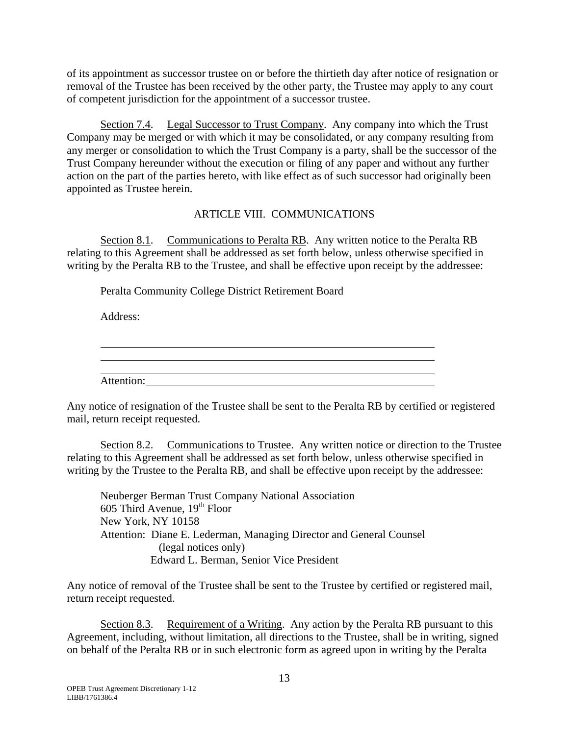of its appointment as successor trustee on or before the thirtieth day after notice of resignation or removal of the Trustee has been received by the other party, the Trustee may apply to any court of competent jurisdiction for the appointment of a successor trustee.

Section 7.4. Legal Successor to Trust Company. Any company into which the Trust Company may be merged or with which it may be consolidated, or any company resulting from any merger or consolidation to which the Trust Company is a party, shall be the successor of the Trust Company hereunder without the execution or filing of any paper and without any further action on the part of the parties hereto, with like effect as of such successor had originally been appointed as Trustee herein.

## ARTICLE VIII. COMMUNICATIONS

Section 8.1. Communications to Peralta RB. Any written notice to the Peralta RB relating to this Agreement shall be addressed as set forth below, unless otherwise specified in writing by the Peralta RB to the Trustee, and shall be effective upon receipt by the addressee:

Peralta Community College District Retirement Board

Address:

\_\_\_\_\_\_\_\_\_\_\_\_\_\_\_\_\_\_\_\_\_\_\_\_\_\_\_\_\_\_\_\_\_\_\_\_\_\_\_\_\_\_\_\_\_\_\_\_\_\_\_\_

\_\_\_\_\_\_\_\_\_\_\_\_\_\_\_\_\_\_\_\_\_\_\_\_\_\_\_\_\_\_\_\_\_\_\_\_\_\_\_\_\_\_\_\_\_\_\_\_\_\_\_\_

\_\_\_\_\_\_\_\_\_\_\_\_\_\_\_\_\_\_\_\_\_\_\_\_\_\_\_\_\_\_\_\_\_\_\_\_\_\_\_\_\_\_\_\_\_\_\_\_\_\_\_\_

Attention:\_\_\_\_\_\_\_\_\_\_\_\_\_\_\_\_\_\_\_\_\_\_\_\_\_\_\_\_\_\_\_\_\_\_\_\_\_\_\_\_\_\_\_\_\_

Any notice of resignation of the Trustee shall be sent to the Peralta RB by certified or registered mail, return receipt requested.

Section 8.2. Communications to Trustee. Any written notice or direction to the Trustee relating to this Agreement shall be addressed as set forth below, unless otherwise specified in writing by the Trustee to the Peralta RB, and shall be effective upon receipt by the addressee:

Neuberger Berman Trust Company National Association
605 Third Avenue, 19th Floor
New York, NY 10158
Attention: Diane E. Lederman, Managing Director and General Counsel
(legal notices only)
Edward L. Berman, Senior Vice President

Any notice of removal of the Trustee shall be sent to the Trustee by certified or registered mail, return receipt requested.

Section 8.3. Requirement of a Writing. Any action by the Peralta RB pursuant to this Agreement, including, without limitation, all directions to the Trustee, shall be in writing, signed on behalf of the Peralta RB or in such electronic form as agreed upon in writing by the Peralta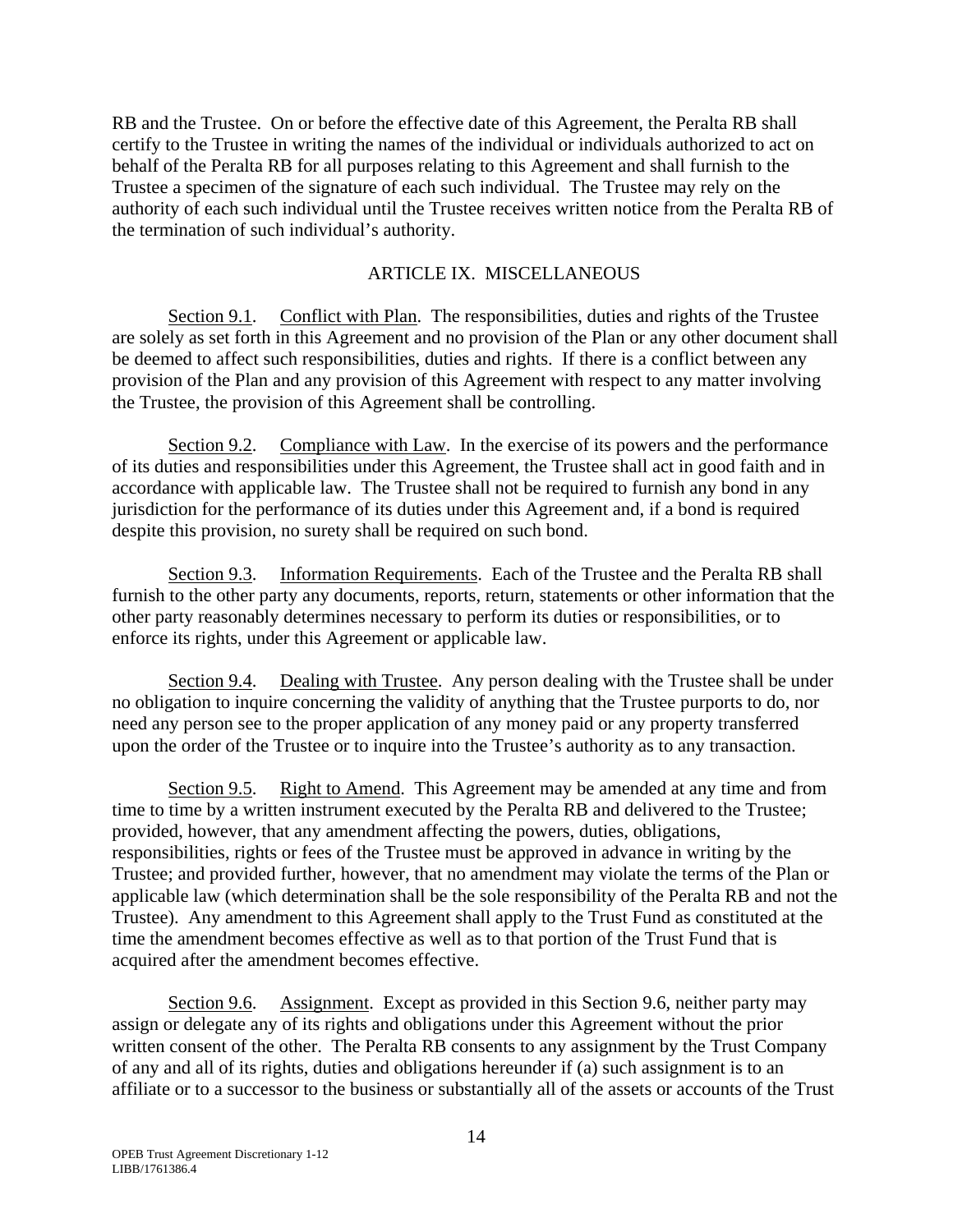RB and the Trustee. On or before the effective date of this Agreement, the Peralta RB shall certify to the Trustee in writing the names of the individual or individuals authorized to act on behalf of the Peralta RB for all purposes relating to this Agreement and shall furnish to the Trustee a specimen of the signature of each such individual. The Trustee may rely on the authority of each such individual until the Trustee receives written notice from the Peralta RB of the termination of such individual's authority.

## ARTICLE IX. MISCELLANEOUS

Section 9.1. Conflict with Plan. The responsibilities, duties and rights of the Trustee are solely as set forth in this Agreement and no provision of the Plan or any other document shall be deemed to affect such responsibilities, duties and rights. If there is a conflict between any provision of the Plan and any provision of this Agreement with respect to any matter involving the Trustee, the provision of this Agreement shall be controlling.

Section 9.2. Compliance with Law. In the exercise of its powers and the performance of its duties and responsibilities under this Agreement, the Trustee shall act in good faith and in accordance with applicable law. The Trustee shall not be required to furnish any bond in any jurisdiction for the performance of its duties under this Agreement and, if a bond is required despite this provision, no surety shall be required on such bond.

Section 9.3. Information Requirements. Each of the Trustee and the Peralta RB shall furnish to the other party any documents, reports, return, statements or other information that the other party reasonably determines necessary to perform its duties or responsibilities, or to enforce its rights, under this Agreement or applicable law.

Section 9.4. Dealing with Trustee. Any person dealing with the Trustee shall be under no obligation to inquire concerning the validity of anything that the Trustee purports to do, nor need any person see to the proper application of any money paid or any property transferred upon the order of the Trustee or to inquire into the Trustee's authority as to any transaction.

Section 9.5. Right to Amend. This Agreement may be amended at any time and from time to time by a written instrument executed by the Peralta RB and delivered to the Trustee; provided, however, that any amendment affecting the powers, duties, obligations, responsibilities, rights or fees of the Trustee must be approved in advance in writing by the Trustee; and provided further, however, that no amendment may violate the terms of the Plan or applicable law (which determination shall be the sole responsibility of the Peralta RB and not the Trustee). Any amendment to this Agreement shall apply to the Trust Fund as constituted at the time the amendment becomes effective as well as to that portion of the Trust Fund that is acquired after the amendment becomes effective.

Section 9.6. Assignment. Except as provided in this Section 9.6, neither party may assign or delegate any of its rights and obligations under this Agreement without the prior written consent of the other. The Peralta RB consents to any assignment by the Trust Company of any and all of its rights, duties and obligations hereunder if (a) such assignment is to an affiliate or to a successor to the business or substantially all of the assets or accounts of the Trust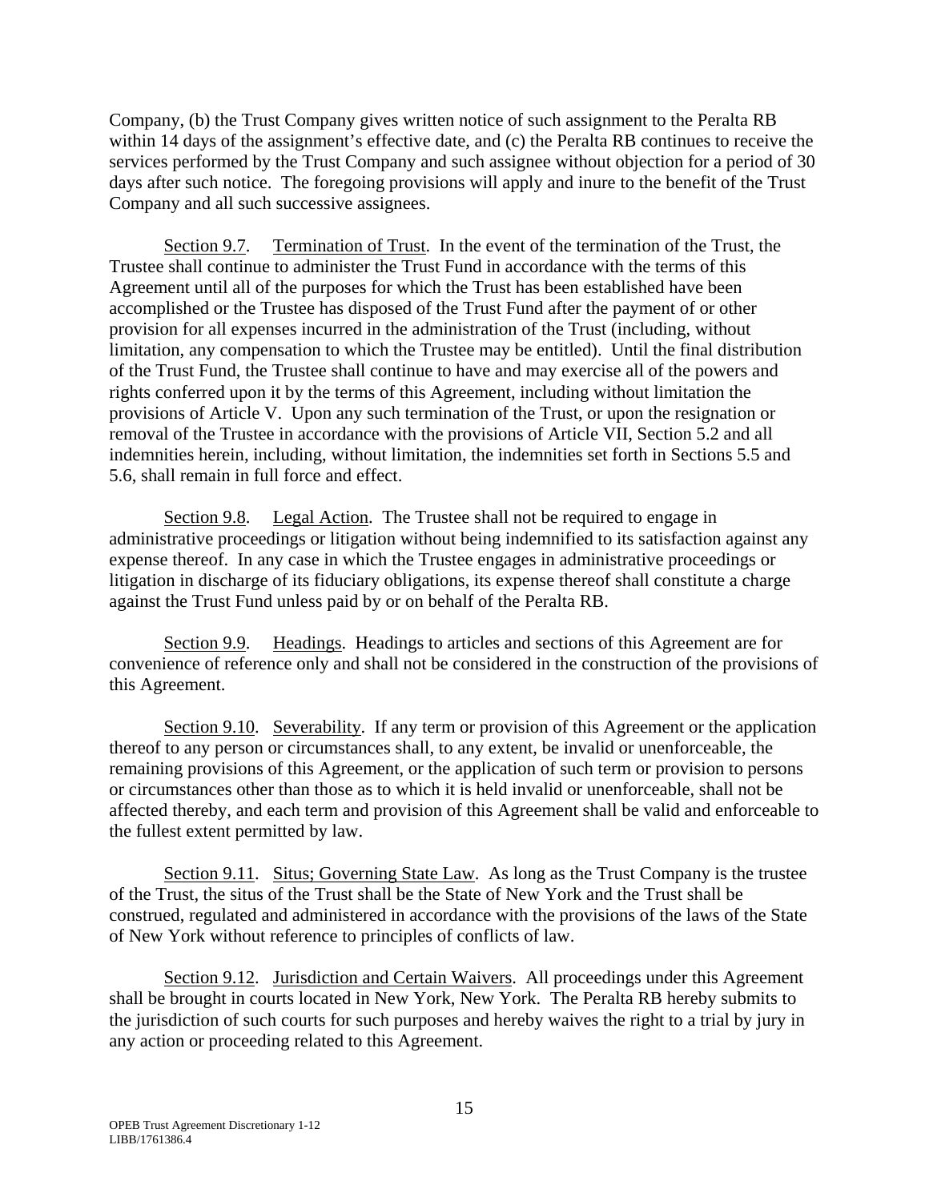Company, (b) the Trust Company gives written notice of such assignment to the Peralta RB within 14 days of the assignment's effective date, and (c) the Peralta RB continues to receive the services performed by the Trust Company and such assignee without objection for a period of 30 days after such notice. The foregoing provisions will apply and inure to the benefit of the Trust Company and all such successive assignees.

Section 9.7. Termination of Trust. In the event of the termination of the Trust, the Trustee shall continue to administer the Trust Fund in accordance with the terms of this Agreement until all of the purposes for which the Trust has been established have been accomplished or the Trustee has disposed of the Trust Fund after the payment of or other provision for all expenses incurred in the administration of the Trust (including, without limitation, any compensation to which the Trustee may be entitled). Until the final distribution of the Trust Fund, the Trustee shall continue to have and may exercise all of the powers and rights conferred upon it by the terms of this Agreement, including without limitation the provisions of Article V. Upon any such termination of the Trust, or upon the resignation or removal of the Trustee in accordance with the provisions of Article VII, Section 5.2 and all indemnities herein, including, without limitation, the indemnities set forth in Sections 5.5 and 5.6, shall remain in full force and effect.

Section 9.8. Legal Action. The Trustee shall not be required to engage in administrative proceedings or litigation without being indemnified to its satisfaction against any expense thereof. In any case in which the Trustee engages in administrative proceedings or litigation in discharge of its fiduciary obligations, its expense thereof shall constitute a charge against the Trust Fund unless paid by or on behalf of the Peralta RB.

Section 9.9. Headings. Headings to articles and sections of this Agreement are for convenience of reference only and shall not be considered in the construction of the provisions of this Agreement.

Section 9.10. Severability. If any term or provision of this Agreement or the application thereof to any person or circumstances shall, to any extent, be invalid or unenforceable, the remaining provisions of this Agreement, or the application of such term or provision to persons or circumstances other than those as to which it is held invalid or unenforceable, shall not be affected thereby, and each term and provision of this Agreement shall be valid and enforceable to the fullest extent permitted by law.

Section 9.11. Situs; Governing State Law. As long as the Trust Company is the trustee of the Trust, the situs of the Trust shall be the State of New York and the Trust shall be construed, regulated and administered in accordance with the provisions of the laws of the State of New York without reference to principles of conflicts of law.

Section 9.12. Jurisdiction and Certain Waivers. All proceedings under this Agreement shall be brought in courts located in New York, New York. The Peralta RB hereby submits to the jurisdiction of such courts for such purposes and hereby waives the right to a trial by jury in any action or proceeding related to this Agreement.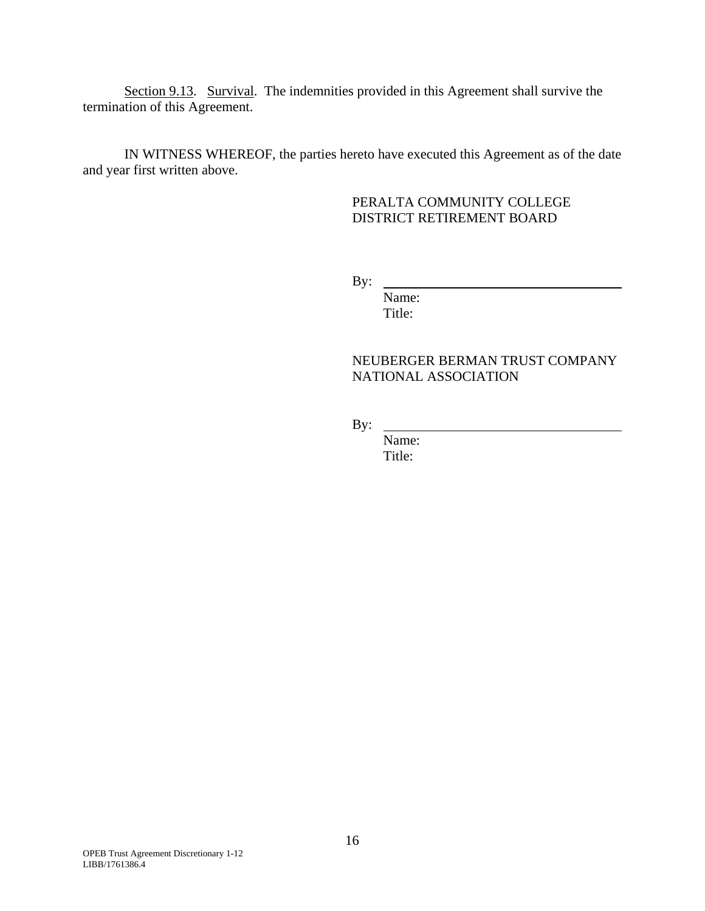Section 9.13. Survival. The indemnities provided in this Agreement shall survive the termination of this Agreement.

IN WITNESS WHEREOF, the parties hereto have executed this Agreement as of the date and year first written above.

PERALTA COMMUNITY COLLEGE DISTRICT RETIREMENT BOARD

By: \_\_\_\_\_\_\_\_\_\_\_\_\_\_\_\_\_\_\_\_\_\_\_\_\_\_\_\_\_\_\_\_

Name:

Title:

NEUBERGER BERMAN TRUST COMPANY NATIONAL ASSOCIATION

By: \_\_\_\_\_\_\_\_\_\_\_\_\_\_\_\_\_\_\_\_\_\_\_\_\_\_\_\_\_\_\_\_

Name:

Title: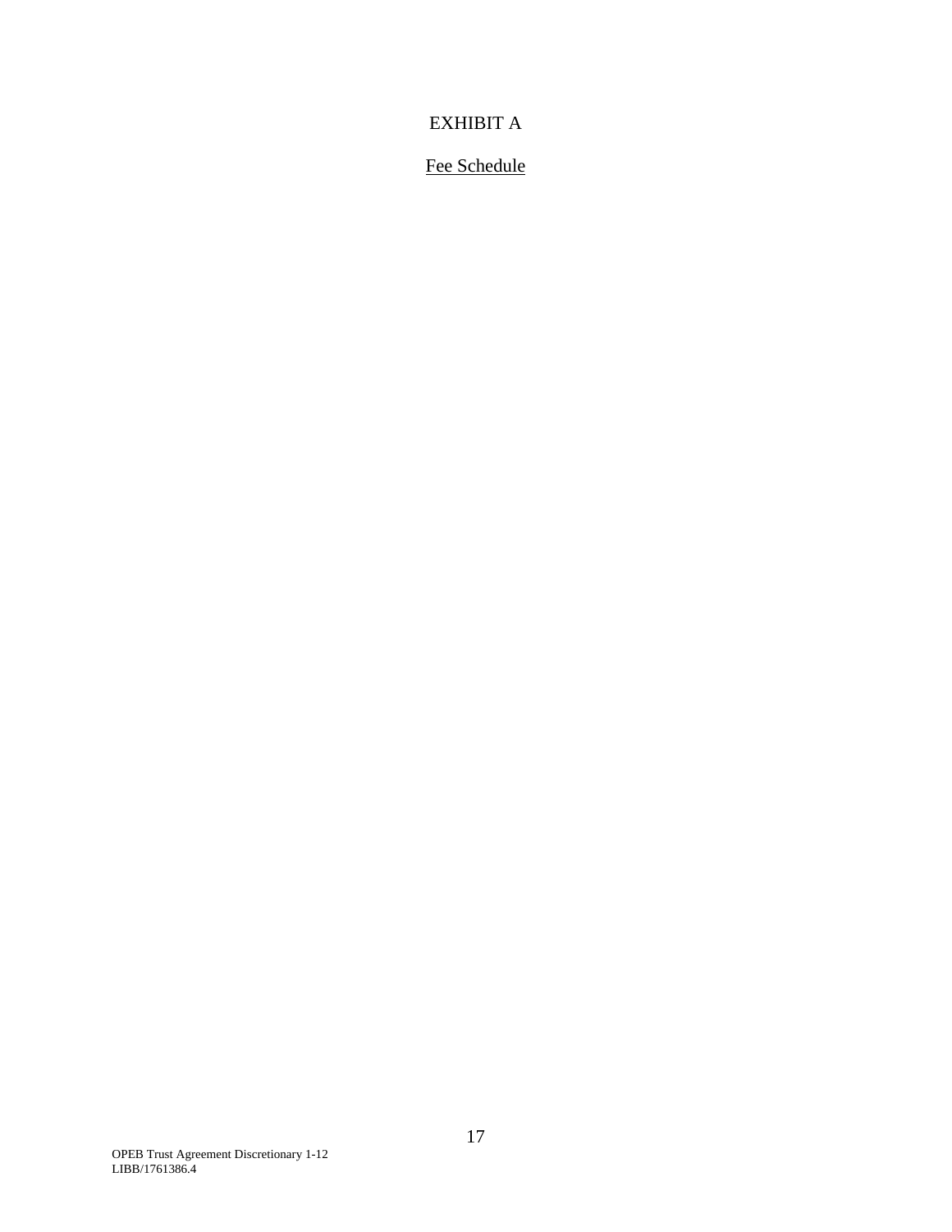# EXHIBIT A

## Fee Schedule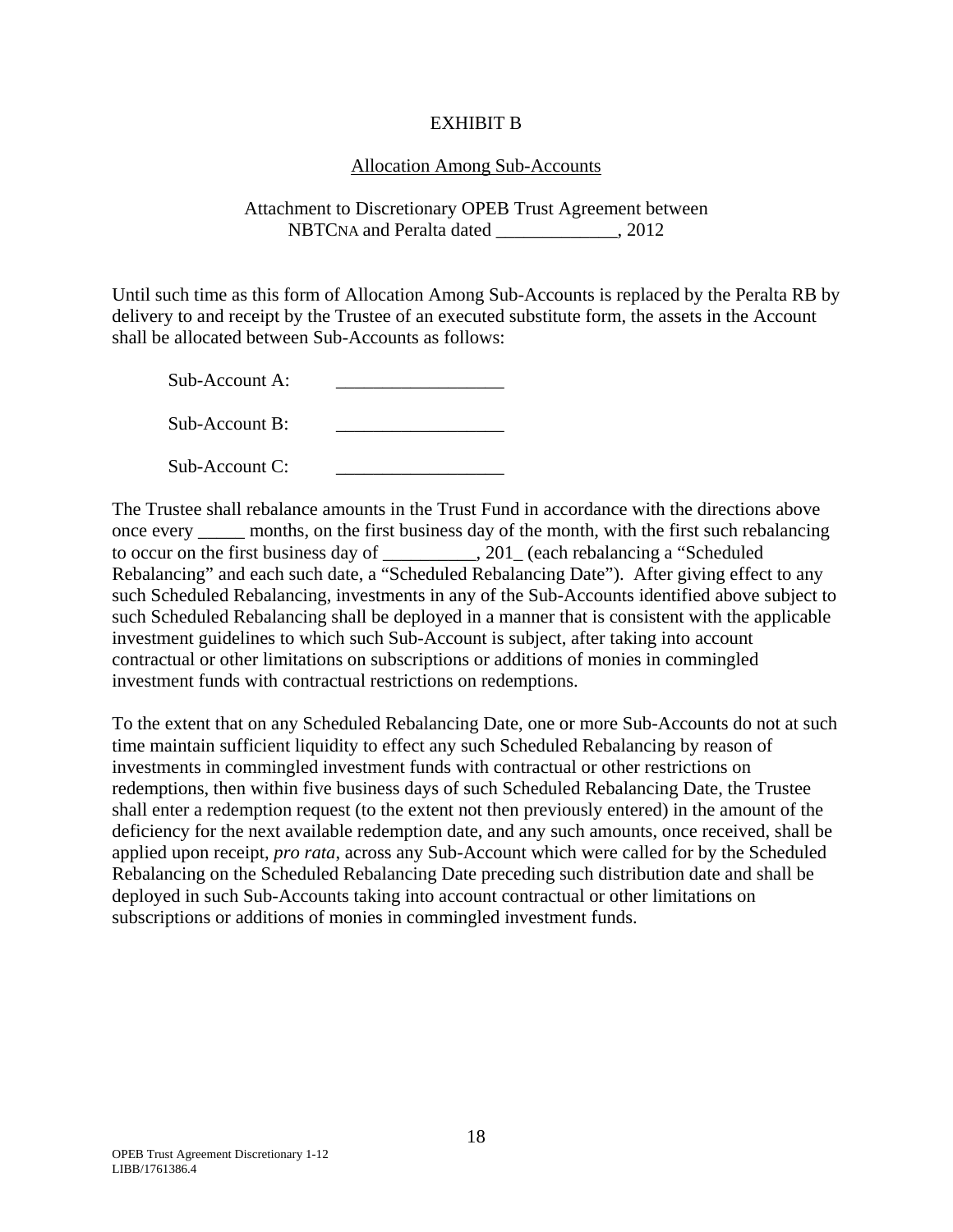# EXHIBIT B

## Allocation Among Sub-Accounts

Attachment to Discretionary OPEB Trust Agreement between
NBTCNA and Peralta dated _____________, 2012

Until such time as this form of Allocation Among Sub-Accounts is replaced by the Peralta RB by delivery to and receipt by the Trustee of an executed substitute form, the assets in the Account shall be allocated between Sub-Accounts as follows:

Sub-Account A: __________________

Sub-Account B: __________________

Sub-Account C: __________________

The Trustee shall rebalance amounts in the Trust Fund in accordance with the directions above once every _____ months, on the first business day of the month, with the first such rebalancing to occur on the first business day of __________, 201_ (each rebalancing a "Scheduled Rebalancing" and each such date, a "Scheduled Rebalancing Date"). After giving effect to any such Scheduled Rebalancing, investments in any of the Sub-Accounts identified above subject to such Scheduled Rebalancing shall be deployed in a manner that is consistent with the applicable investment guidelines to which such Sub-Account is subject, after taking into account contractual or other limitations on subscriptions or additions of monies in commingled investment funds with contractual restrictions on redemptions.

To the extent that on any Scheduled Rebalancing Date, one or more Sub-Accounts do not at such time maintain sufficient liquidity to effect any such Scheduled Rebalancing by reason of investments in commingled investment funds with contractual or other restrictions on redemptions, then within five business days of such Scheduled Rebalancing Date, the Trustee shall enter a redemption request (to the extent not then previously entered) in the amount of the deficiency for the next available redemption date, and any such amounts, once received, shall be applied upon receipt, *pro rata*, across any Sub-Account which were called for by the Scheduled Rebalancing on the Scheduled Rebalancing Date preceding such distribution date and shall be deployed in such Sub-Accounts taking into account contractual or other limitations on subscriptions or additions of monies in commingled investment funds.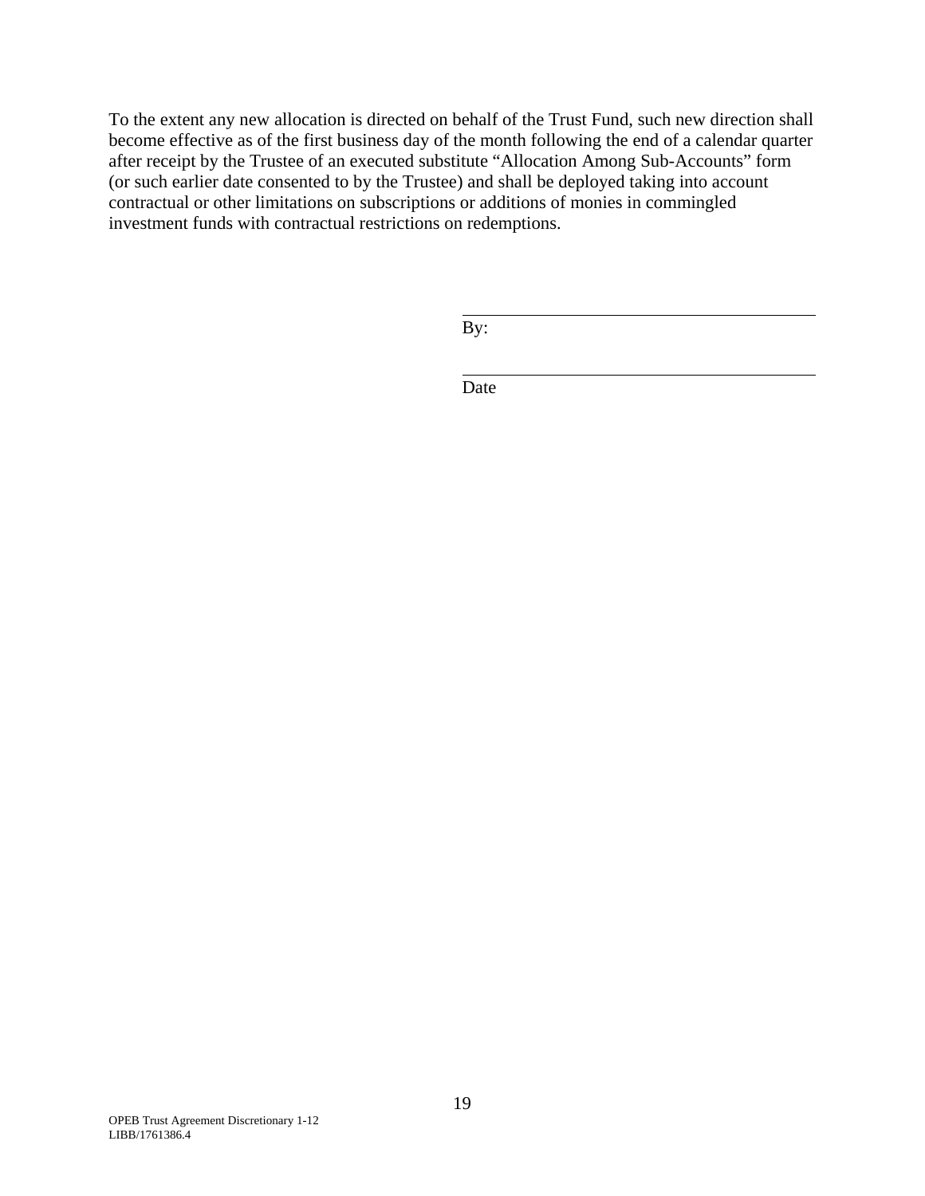To the extent any new allocation is directed on behalf of the Trust Fund, such new direction shall become effective as of the first business day of the month following the end of a calendar quarter after receipt by the Trustee of an executed substitute “Allocation Among Sub-Accounts” form (or such earlier date consented to by the Trustee) and shall be deployed taking into account contractual or other limitations on subscriptions or additions of monies in commingled investment funds with contractual restrictions on redemptions.

\_\_\_\_\_\_\_\_\_\_\_\_\_\_\_\_\_\_\_\_\_\_\_\_\_\_\_\_\_\_\_\_\_\_\_\_\_\_\_\_

By:

\_\_\_\_\_\_\_\_\_\_\_\_\_\_\_\_\_\_\_\_\_\_\_\_\_\_\_\_\_\_\_\_\_\_\_\_\_\_\_\_

Date

OPEB Trust Agreement Discretionary 1-12
LIBB/1761386.4